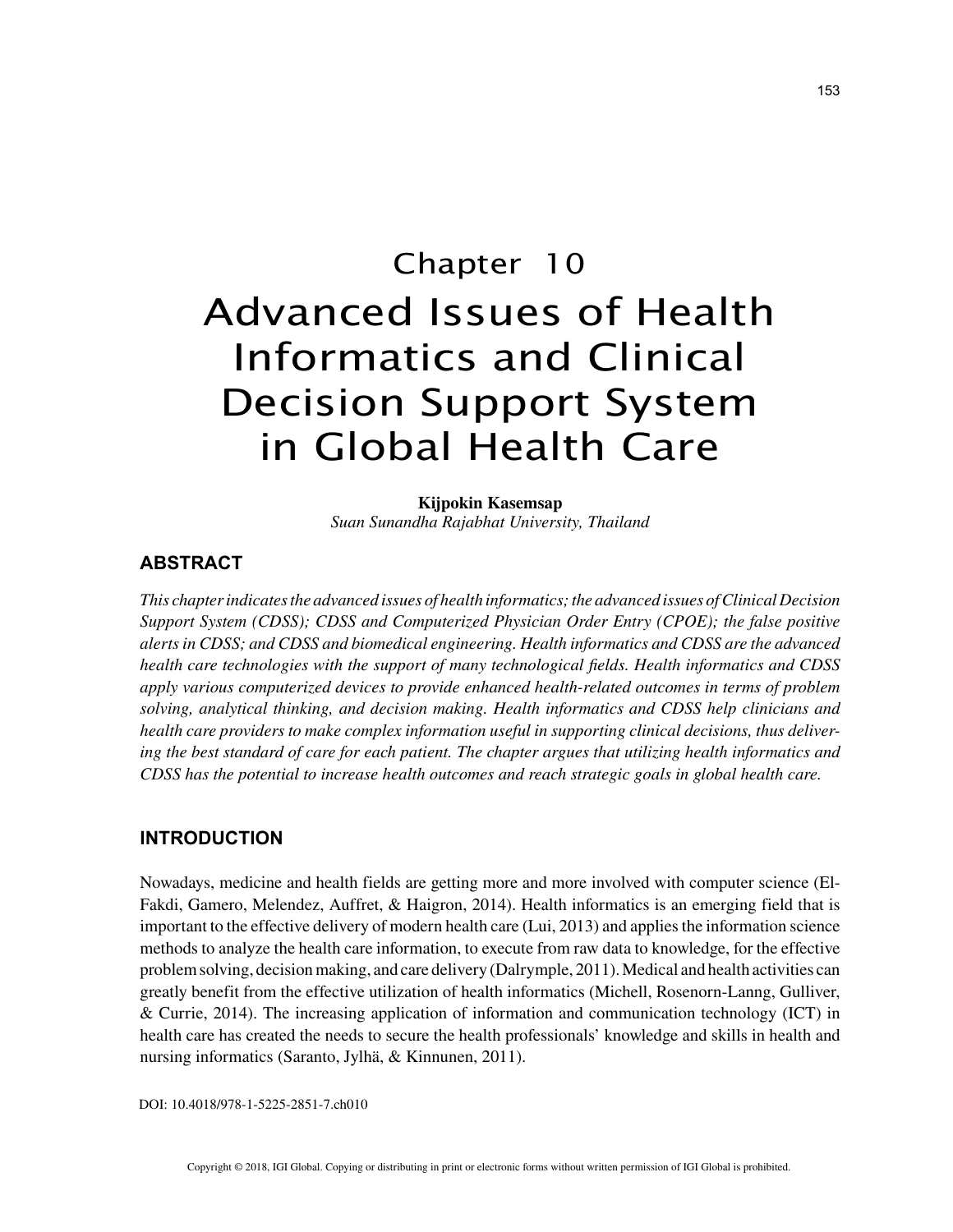# Chapter 10

# Advanced Issues of Health Informatics and Clinical Decision Support System in Global Health Care

**Kijpokin Kasemsap**
*Suan Sunandha Rajabhat University, Thailand*

## ABSTRACT

*This chapter indicates the advanced issues of health informatics; the advanced issues of Clinical Decision Support System (CDSS); CDSS and Computerized Physician Order Entry (CPOE); the false positive alerts in CDSS; and CDSS and biomedical engineering. Health informatics and CDSS are the advanced health care technologies with the support of many technological fields. Health informatics and CDSS apply various computerized devices to provide enhanced health-related outcomes in terms of problem solving, analytical thinking, and decision making. Health informatics and CDSS help clinicians and health care providers to make complex information useful in supporting clinical decisions, thus delivering the best standard of care for each patient. The chapter argues that utilizing health informatics and CDSS has the potential to increase health outcomes and reach strategic goals in global health care.*

## INTRODUCTION

Nowadays, medicine and health fields are getting more and more involved with computer science (El-Fakdi, Gamero, Melendez, Auffret, & Haigron, 2014). Health informatics is an emerging field that is important to the effective delivery of modern health care (Lui, 2013) and applies the information science methods to analyze the health care information, to execute from raw data to knowledge, for the effective problem solving, decision making, and care delivery (Dalrymple, 2011). Medical and health activities can greatly benefit from the effective utilization of health informatics (Michell, Rosenorn-Lanng, Gulliver, & Currie, 2014). The increasing application of information and communication technology (ICT) in health care has created the needs to secure the health professionals' knowledge and skills in health and nursing informatics (Saranto, Jylhä, & Kinnunen, 2011).

DOI: 10.4018/978-1-5225-2851-7.ch010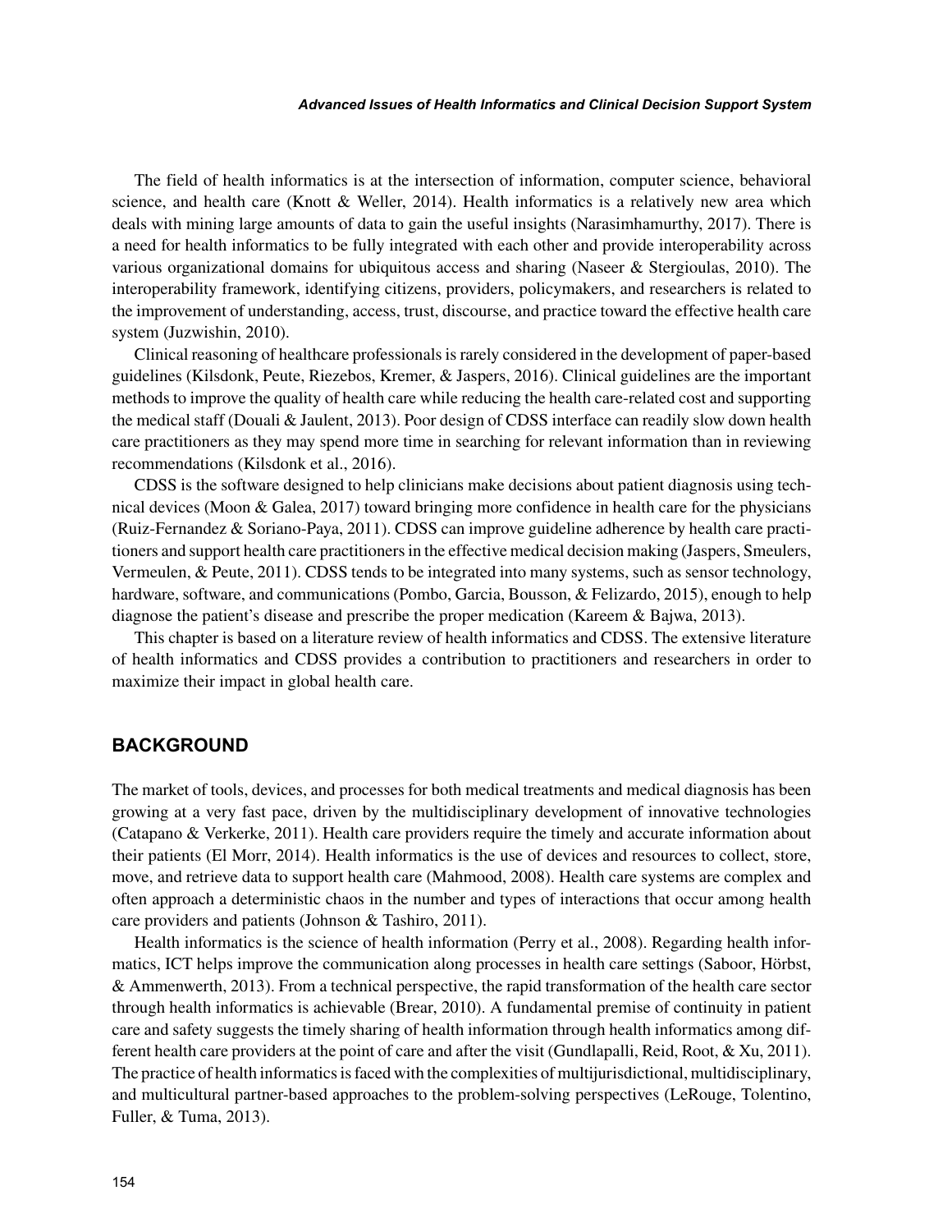The field of health informatics is at the intersection of information, computer science, behavioral science, and health care (Knott & Weller, 2014). Health informatics is a relatively new area which deals with mining large amounts of data to gain the useful insights (Narasimhamurthy, 2017). There is a need for health informatics to be fully integrated with each other and provide interoperability across various organizational domains for ubiquitous access and sharing (Naseer & Stergioulas, 2010). The interoperability framework, identifying citizens, providers, policymakers, and researchers is related to the improvement of understanding, access, trust, discourse, and practice toward the effective health care system (Juzwishin, 2010).

Clinical reasoning of healthcare professionals is rarely considered in the development of paper-based guidelines (Kilsdonk, Peute, Riezebos, Kremer, & Jaspers, 2016). Clinical guidelines are the important methods to improve the quality of health care while reducing the health care-related cost and supporting the medical staff (Douali & Jaulent, 2013). Poor design of CDSS interface can readily slow down health care practitioners as they may spend more time in searching for relevant information than in reviewing recommendations (Kilsdonk et al., 2016).

CDSS is the software designed to help clinicians make decisions about patient diagnosis using technical devices (Moon & Galea, 2017) toward bringing more confidence in health care for the physicians (Ruiz-Fernandez & Soriano-Paya, 2011). CDSS can improve guideline adherence by health care practitioners and support health care practitioners in the effective medical decision making (Jaspers, Smeulers, Vermeulen, & Peute, 2011). CDSS tends to be integrated into many systems, such as sensor technology, hardware, software, and communications (Pombo, Garcia, Bousson, & Felizardo, 2015), enough to help diagnose the patient's disease and prescribe the proper medication (Kareem & Bajwa, 2013).

This chapter is based on a literature review of health informatics and CDSS. The extensive literature of health informatics and CDSS provides a contribution to practitioners and researchers in order to maximize their impact in global health care.

## BACKGROUND

The market of tools, devices, and processes for both medical treatments and medical diagnosis has been growing at a very fast pace, driven by the multidisciplinary development of innovative technologies (Catapano & Verkerke, 2011). Health care providers require the timely and accurate information about their patients (El Morr, 2014). Health informatics is the use of devices and resources to collect, store, move, and retrieve data to support health care (Mahmood, 2008). Health care systems are complex and often approach a deterministic chaos in the number and types of interactions that occur among health care providers and patients (Johnson & Tashiro, 2011).

Health informatics is the science of health information (Perry et al., 2008). Regarding health informatics, ICT helps improve the communication along processes in health care settings (Saboor, Hörbst, & Ammenwerth, 2013). From a technical perspective, the rapid transformation of the health care sector through health informatics is achievable (Brear, 2010). A fundamental premise of continuity in patient care and safety suggests the timely sharing of health information through health informatics among different health care providers at the point of care and after the visit (Gundlapalli, Reid, Root, & Xu, 2011). The practice of health informatics is faced with the complexities of multijurisdictional, multidisciplinary, and multicultural partner-based approaches to the problem-solving perspectives (LeRouge, Tolentino, Fuller, & Tuma, 2013).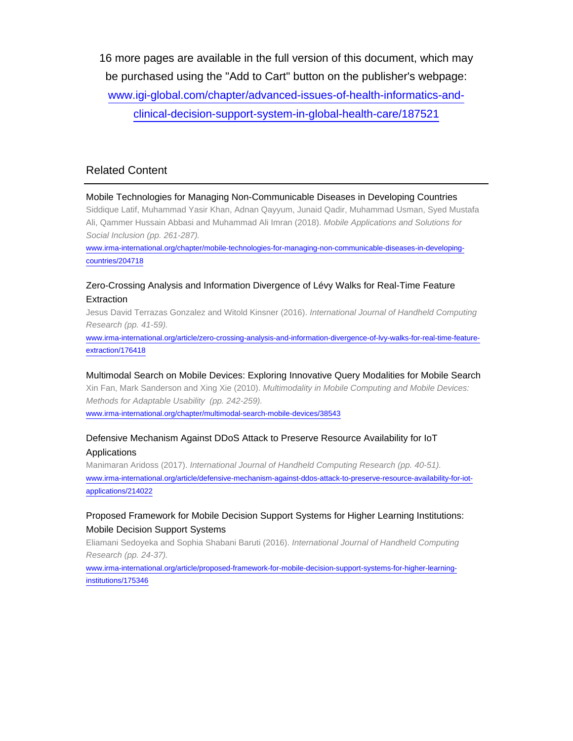16 more pages are available in the full version of this document, which may be purchased using the "Add to Cart" button on the publisher's webpage: [www.igi-global.com/chapter/advanced-issues-of-health-informatics-and-clinical-decision-support-system-in-global-health-care/187521](www.igi-global.com/chapter/advanced-issues-of-health-informatics-and-clinical-decision-support-system-in-global-health-care/187521)

## Related Content

Mobile Technologies for Managing Non-Communicable Diseases in Developing Countries
Siddique Latif, Muhammad Yasir Khan, Adnan Qayyum, Junaid Qadir, Muhammad Usman, Syed Mustafa Ali, Qammer Hussain Abbasi and Muhammad Ali Imran (2018). *Mobile Applications and Solutions for Social Inclusion (pp. 261-287).*
[www.irma-international.org/chapter/mobile-technologies-for-managing-non-communicable-diseases-in-developing-countries/204718](www.irma-international.org/chapter/mobile-technologies-for-managing-non-communicable-diseases-in-developing-countries/204718)

Zero-Crossing Analysis and Information Divergence of Lévy Walks for Real-Time Feature Extraction
Jesus David Terrazas Gonzalez and Witold Kinsner (2016). *International Journal of Handheld Computing Research (pp. 41-59).*
[www.irma-international.org/article/zero-crossing-analysis-and-information-divergence-of-lvy-walks-for-real-time-feature-extraction/176418](www.irma-international.org/article/zero-crossing-analysis-and-information-divergence-of-lvy-walks-for-real-time-feature-extraction/176418)

Multimodal Search on Mobile Devices: Exploring Innovative Query Modalities for Mobile Search
Xin Fan, Mark Sanderson and Xing Xie (2010). *Multimodality in Mobile Computing and Mobile Devices: Methods for Adaptable Usability (pp. 242-259).*
[www.irma-international.org/chapter/multimodal-search-mobile-devices/38543](www.irma-international.org/chapter/multimodal-search-mobile-devices/38543)

Defensive Mechanism Against DDoS Attack to Preserve Resource Availability for IoT Applications
Manimaran Aridoss (2017). *International Journal of Handheld Computing Research (pp. 40-51).*
[www.irma-international.org/article/defensive-mechanism-against-ddos-attack-to-preserve-resource-availability-for-iot-applications/214022](www.irma-international.org/article/defensive-mechanism-against-ddos-attack-to-preserve-resource-availability-for-iot-applications/214022)

Proposed Framework for Mobile Decision Support Systems for Higher Learning Institutions: Mobile Decision Support Systems
Eliamani Sedoyeka and Sophia Shabani Baruti (2016). *International Journal of Handheld Computing Research (pp. 24-37).*
[www.irma-international.org/article/proposed-framework-for-mobile-decision-support-systems-for-higher-learning-institutions/175346](www.irma-international.org/article/proposed-framework-for-mobile-decision-support-systems-for-higher-learning-institutions/175346)